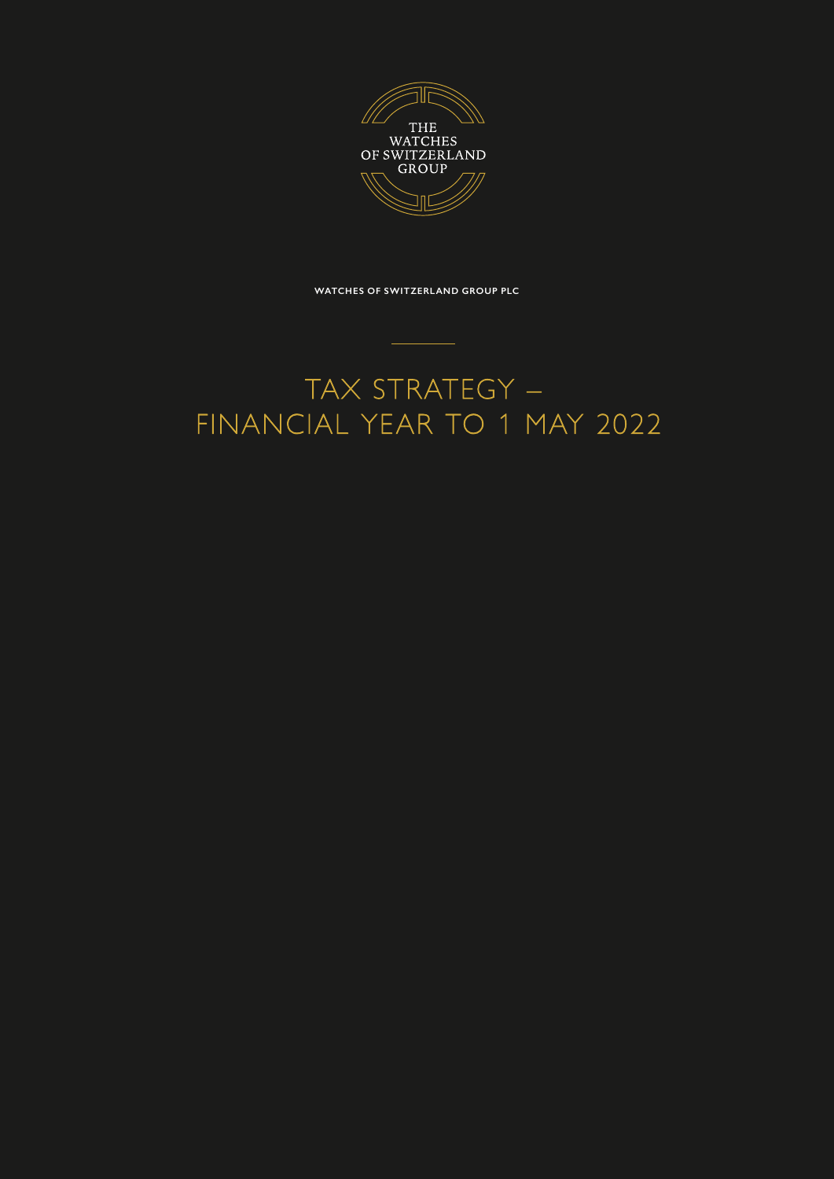THE WATCHES OF SWITZERLAND GROUP

**WATCHES OF SWITZERLAND GROUP PLC**

# TAX STRATEGY – FINANCIAL YEAR TO 1 MAY 2022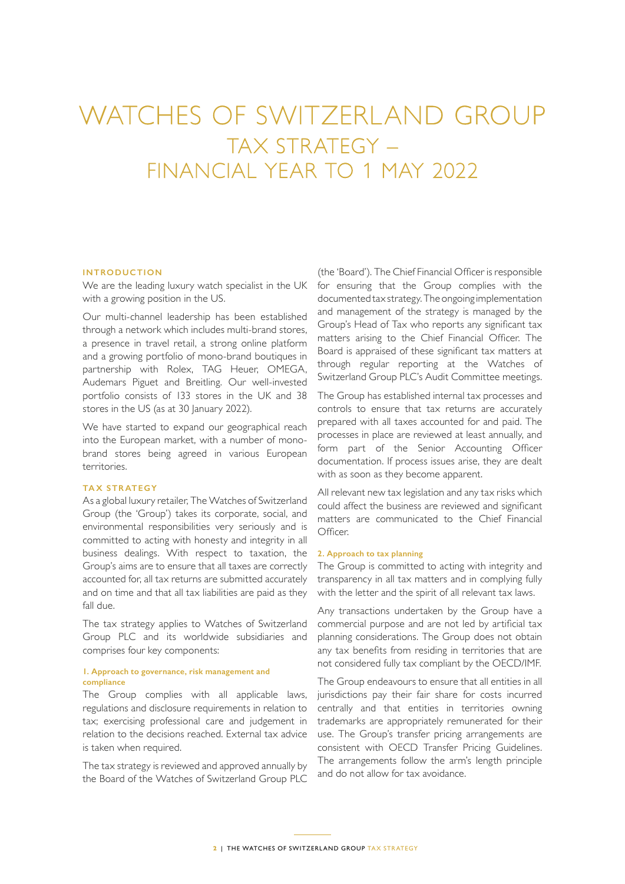# WATCHES OF SWITZERLAND GROUP

## TAX STRATEGY – FINANCIAL YEAR TO 1 MAY 2022

### INTRODUCTION

We are the leading luxury watch specialist in the UK with a growing position in the US.

Our multi-channel leadership has been established through a network which includes multi-brand stores, a presence in travel retail, a strong online platform and a growing portfolio of mono-brand boutiques in partnership with Rolex, TAG Heuer, OMEGA, Audemars Piguet and Breitling. Our well-invested portfolio consists of 133 stores in the UK and 38 stores in the US (as at 30 January 2022).

We have started to expand our geographical reach into the European market, with a number of mono-brand stores being agreed in various European territories.

### TAX STRATEGY

As a global luxury retailer, The Watches of Switzerland Group (the 'Group') takes its corporate, social, and environmental responsibilities very seriously and is committed to acting with honesty and integrity in all business dealings. With respect to taxation, the Group's aims are to ensure that all taxes are correctly accounted for, all tax returns are submitted accurately and on time and that all tax liabilities are paid as they fall due.

The tax strategy applies to Watches of Switzerland Group PLC and its worldwide subsidiaries and comprises four key components:

#### 1. Approach to governance, risk management and compliance

The Group complies with all applicable laws, regulations and disclosure requirements in relation to tax; exercising professional care and judgement in relation to the decisions reached. External tax advice is taken when required.

The tax strategy is reviewed and approved annually by the Board of the Watches of Switzerland Group PLC (the 'Board'). The Chief Financial Officer is responsible for ensuring that the Group complies with the documented tax strategy. The ongoing implementation and management of the strategy is managed by the Group's Head of Tax who reports any significant tax matters arising to the Chief Financial Officer. The Board is appraised of these significant tax matters at through regular reporting at the Watches of Switzerland Group PLC's Audit Committee meetings.

The Group has established internal tax processes and controls to ensure that tax returns are accurately prepared with all taxes accounted for and paid. The processes in place are reviewed at least annually, and form part of the Senior Accounting Officer documentation. If process issues arise, they are dealt with as soon as they become apparent.

All relevant new tax legislation and any tax risks which could affect the business are reviewed and significant matters are communicated to the Chief Financial Officer.

#### 2. Approach to tax planning

The Group is committed to acting with integrity and transparency in all tax matters and in complying fully with the letter and the spirit of all relevant tax laws.

Any transactions undertaken by the Group have a commercial purpose and are not led by artificial tax planning considerations. The Group does not obtain any tax benefits from residing in territories that are not considered fully tax compliant by the OECD/IMF.

The Group endeavours to ensure that all entities in all jurisdictions pay their fair share for costs incurred centrally and that entities in territories owning trademarks are appropriately remunerated for their use. The Group's transfer pricing arrangements are consistent with OECD Transfer Pricing Guidelines. The arrangements follow the arm's length principle and do not allow for tax avoidance.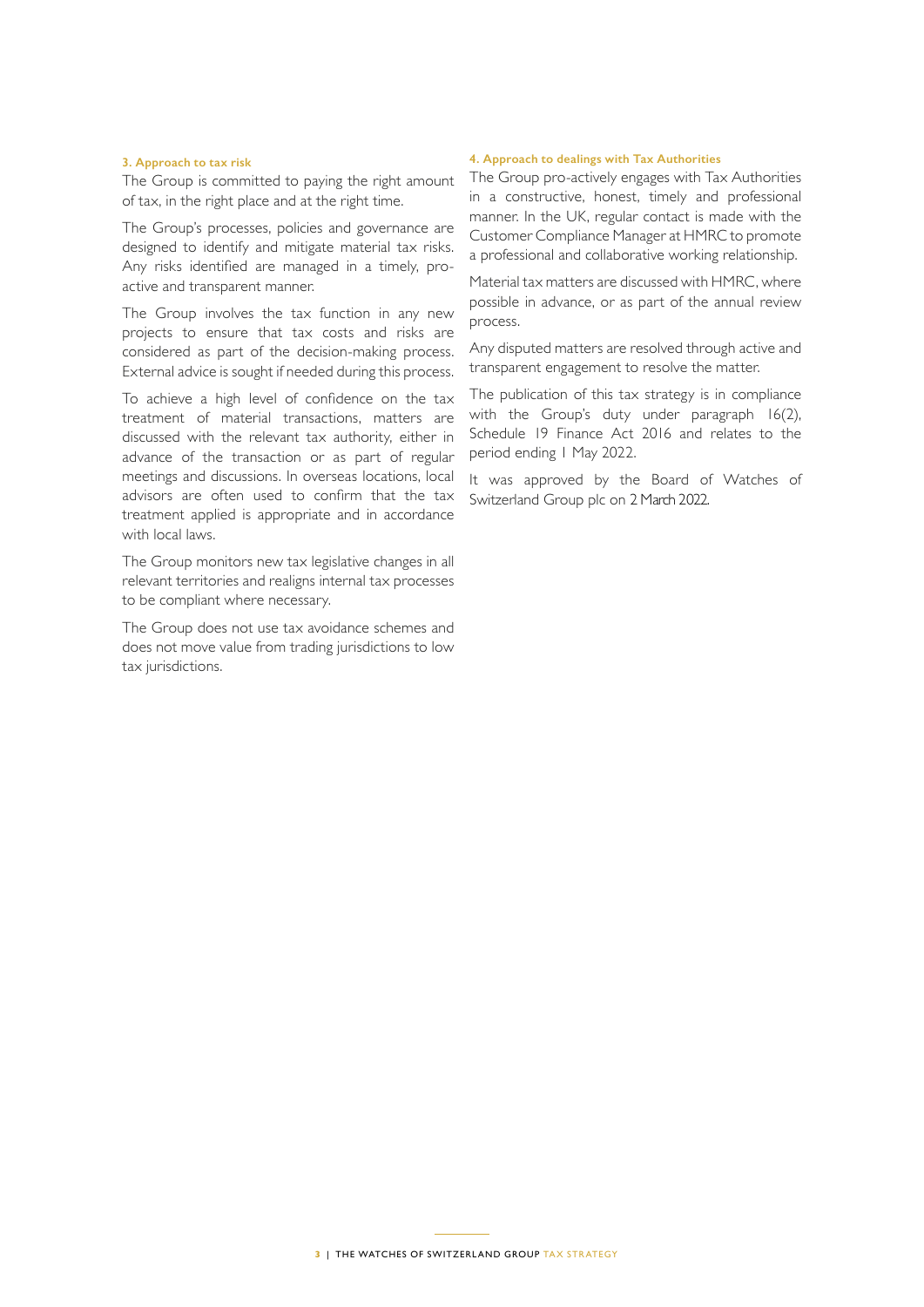### 3. Approach to tax risk

The Group is committed to paying the right amount of tax, in the right place and at the right time.

The Group's processes, policies and governance are designed to identify and mitigate material tax risks. Any risks identified are managed in a timely, pro-active and transparent manner.

The Group involves the tax function in any new projects to ensure that tax costs and risks are considered as part of the decision-making process. External advice is sought if needed during this process.

To achieve a high level of confidence on the tax treatment of material transactions, matters are discussed with the relevant tax authority, either in advance of the transaction or as part of regular meetings and discussions. In overseas locations, local advisors are often used to confirm that the tax treatment applied is appropriate and in accordance with local laws.

The Group monitors new tax legislative changes in all relevant territories and realigns internal tax processes to be compliant where necessary.

The Group does not use tax avoidance schemes and does not move value from trading jurisdictions to low tax jurisdictions.

### 4. Approach to dealings with Tax Authorities

The Group pro-actively engages with Tax Authorities in a constructive, honest, timely and professional manner. In the UK, regular contact is made with the Customer Compliance Manager at HMRC to promote a professional and collaborative working relationship.

Material tax matters are discussed with HMRC, where possible in advance, or as part of the annual review process.

Any disputed matters are resolved through active and transparent engagement to resolve the matter.

The publication of this tax strategy is in compliance with the Group's duty under paragraph 16(2), Schedule 19 Finance Act 2016 and relates to the period ending 1 May 2022.

It was approved by the Board of Watches of Switzerland Group plc on 2 March 2022.